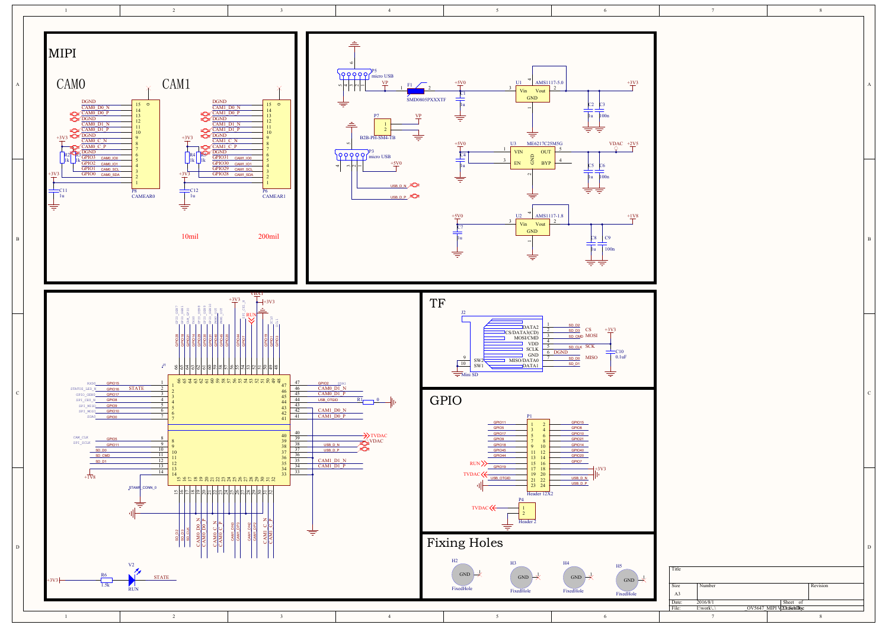# MIPI

## CAM0

| Pin | Signal |
|---|---|
| 15 | DGND |
| 14 | CAM0_D0_N |
| 13 | CAM0_D0_P |
| 12 | DGND |
| 11 | CAM0_D1_N |
| 10 | CAM0_D1_P |
| 9 | DGND |
| 8 | CAM0_C_N |
| 7 | CAM0_C_P |
| 6 | DGND |
| 5 | GPIO3 (CAM0_IO0) |
| 4 | GPIO2 (CAM0_IO1) |
| 3 | GPIO1 (CAM0_SCL) |
| 2 | GPIO0 (CAM0_SDA) |
| 1 | +3V3 |

P8 CAMEAR0; R2 1k, R3 1k to +3V3; C11 1u

## CAM1

| Pin | Signal |
|---|---|
| 15 | DGND |
| 14 | CAM1_D0_N |
| 13 | CAM1_D0_P |
| 12 | DGND |
| 11 | CAM1_D1_N |
| 10 | CAM1_D1_P |
| 9 | DGND |
| 8 | CAM1_C_N |
| 7 | CAM1_C_P |
| 6 | DGND |
| 5 | GPIO31 (CAM1_IO0) |
| 4 | GPIO30 (CAM1_IO1) |
| 3 | GPIO29 (CAM1_SCL) |
| 2 | GPIO28 (CAM1_SDA) |
| 1 | +3V3 |

P6 CAMEAR1; R4 1k, R5 1k to +3V3; C12 1u

10mil 200mil

## Power

- P5 micro USB → VP → F1 SMD0805PXXXTF → +5V0
- P7 B2B-PH-SM4-TB: 1 VP, 2 GND
- P3 micro USB: +5V0, USB_D_N, USB_D_P
- U1 AMS1117-5.0: Vin +5V0 (C1 1u), Vout +3V3 (C2 1u, C3 100n)
- U3 ME6217C25M5G: VIN +5V0 (C4 1u), EN, OUT VDAC +2V5 (C5 1u, C6 100n), BYP
- U2 AMS1117-1.8: Vin +5V0 (C7 1u), Vout +1V8 (C8 1u, C9 100n)

## Module

| Pin | Signal | Pin | Signal |
|---|---|---|---|
| 1 | GPIO15 (RXD0) | 47 | GPIO2 (SDA1) |
| 2 | GPIO16 (STATUS_LED_N) STATE | 46 | CAM0_D1_N |
| 3 | GPIO17 (GPIO_GEN0) | 45 | CAM0_D1_P |
| 4 | GPIO8 (SPI_CE0_N) | 44 | USB_OTGID (R1 0) |
| 5 | GPIO9 (SPI_MISO) | 43 | |
| 6 | GPIO10 (SPI_MOSI) | 42 | CAM1_D0_N |
| 7 | GPIO0 (SDA0) | 41 | CAM1_D0_P |
| 8 | GPIO5 (CAM_CLK) | 40 | TVDAC |
| 9 | GPIO11 (SPI_SCLK) | 39 | VDAC |
| 10 | SD_D0 | 38 | USB_D_N |
| 11 | SD_CMD | 37 | USB_D_P |
| 12 | SD_D1 | 36 | |
| 13 | | 35 | CAM1_D1_N |
| 14 | +1V8 | 34 | CAM1_D1_P |
| | | 33 | |

Top: GPIO28, GPIO18, GPIO21, GPIO14, GPIO29, GPIO30, GPIO31, GPIO40, GPIO45, GPIO20, GPIO44, GPIO7, +3V3, VBAT, RUN, GPIO19, GPIO1, GPIO3

Bottom: SD_D2, SD_D3, SD_CLK, CAM0_D0_N, CAM0_D0_P, CAM0_C_N, CAM0_C_P, CAM1_DN0, CAM1_DP3, CAM1_DN2, CAM1_DP2, CAM1_C_N, CAM1_C_P

STAMP_CONN_0

+3V3 — R6 1.5k — V2 RUN — STATE

# TF

J2 Mini SD

| Pin | Function | Net |
|---|---|---|
| 1 | DATA2 | SD_D2 |
| 2 | CS/DATA3(CD) | SD_D3 (CS) |
| 3 | MOSI/CMD | SD_CMD (MOSI) |
| 4 | VDD | +3V3 |
| 5 | SCLK | SD_CLK (SCK) |
| 6 | GND | DGND |
| 7 | MISO/DATA0 | SD_D0 (MISO) |
| 8 | DATA1 | SD_D1 |
| 9 | SW2 | |
| 10 | SW1 | |

C10 0.1uF

# GPIO

P1 Header 12X2

| Signal | Pin | Pin | Signal |
|---|---|---|---|
| GPIO11 | 1 | 2 | GPIO15 |
| GPIO5 | 3 | 4 | GPIO8 |
| GPIO17 | 5 | 6 | GPIO10 |
| GPIO9 | 7 | 8 | GPIO21 |
| GPIO18 | 9 | 10 | GPIO14 |
| GPIO45 | 11 | 12 | GPIO40 |
| GPIO44 | 13 | 14 | GPIO20 |
| RUN | 15 | 16 | GPIO7 |
| GPIO19 | 17 | 18 | +3V3 |
| TVDAC | 19 | 20 | |
| USB_OTGID | 21 | 22 | USB_D_N |
| GND | 23 | 24 | USB_D_P |

P4 Header 2: 1 TVDAC, 2 GND

# Fixing Holes

H2, H3, H4, H5 — GND FixedHole

| Title | | |
|---|---|---|
| Size: A3 | Number | Revision |
| Date: 2016/8/1 | Sheet of | |
| File: I:\work\..\ _OV5647_MIPI V2.SchDoc | Drawn By: | |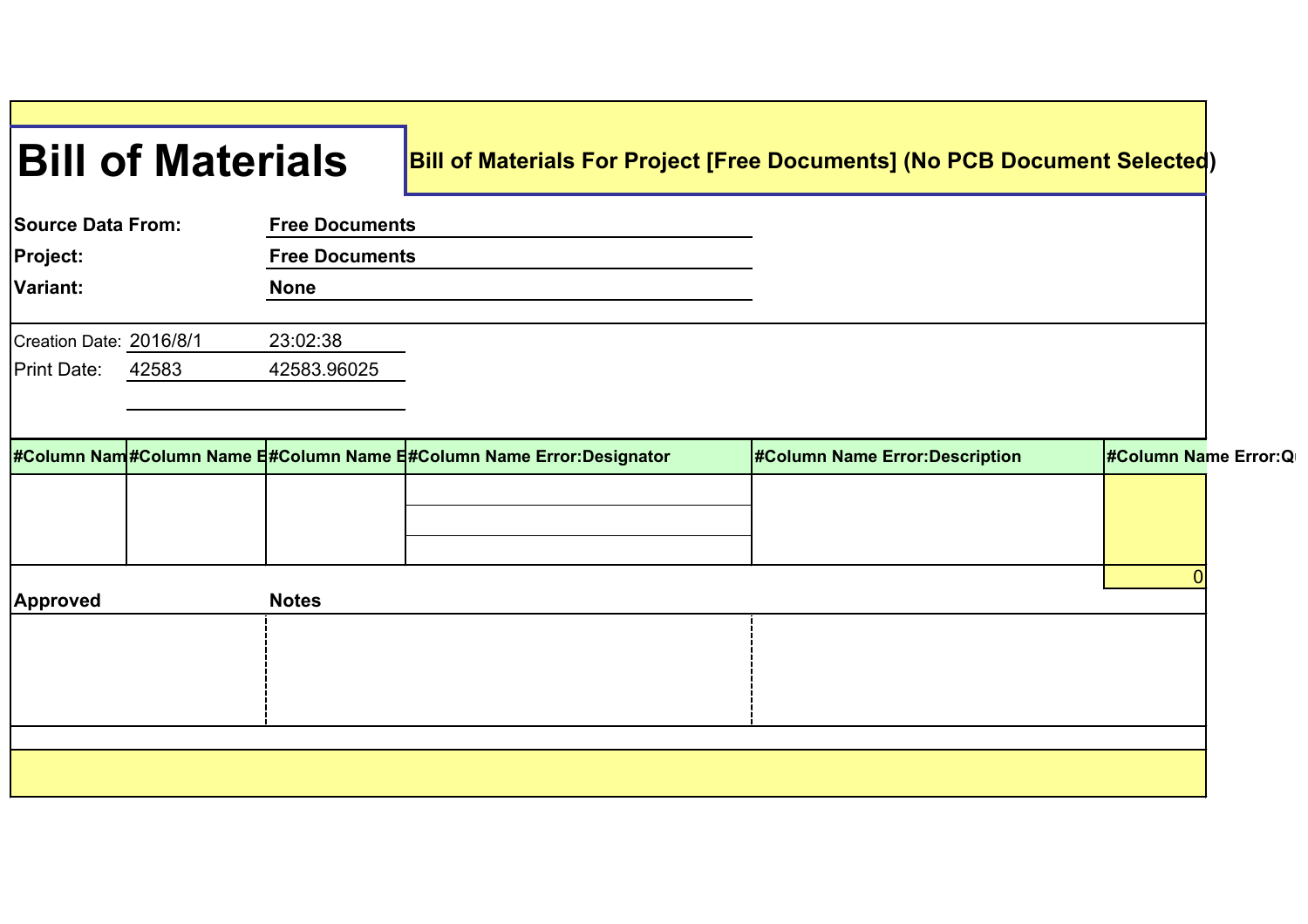# Bill of Materials

**Bill of Materials For Project [Free Documents] (No PCB Document Selected)**

| | |
|---|---|
| **Source Data From:** | **Free Documents** |
| **Project:** | **Free Documents** |
| **Variant:** | **None** |

| | | |
|---|---|---|
| Creation Date: | 2016/8/1 | 23:02:38 |
| Print Date: | 42583 | 42583.96025 |

| #Column Nam | #Column Name E | #Column Name E | #Column Name Error:Designator | #Column Name Error:Description | #Column Name Error:Q |
|---|---|---|---|---|---|
| | | | | | |
| | | | | | 0 |

**Approved** **Notes**